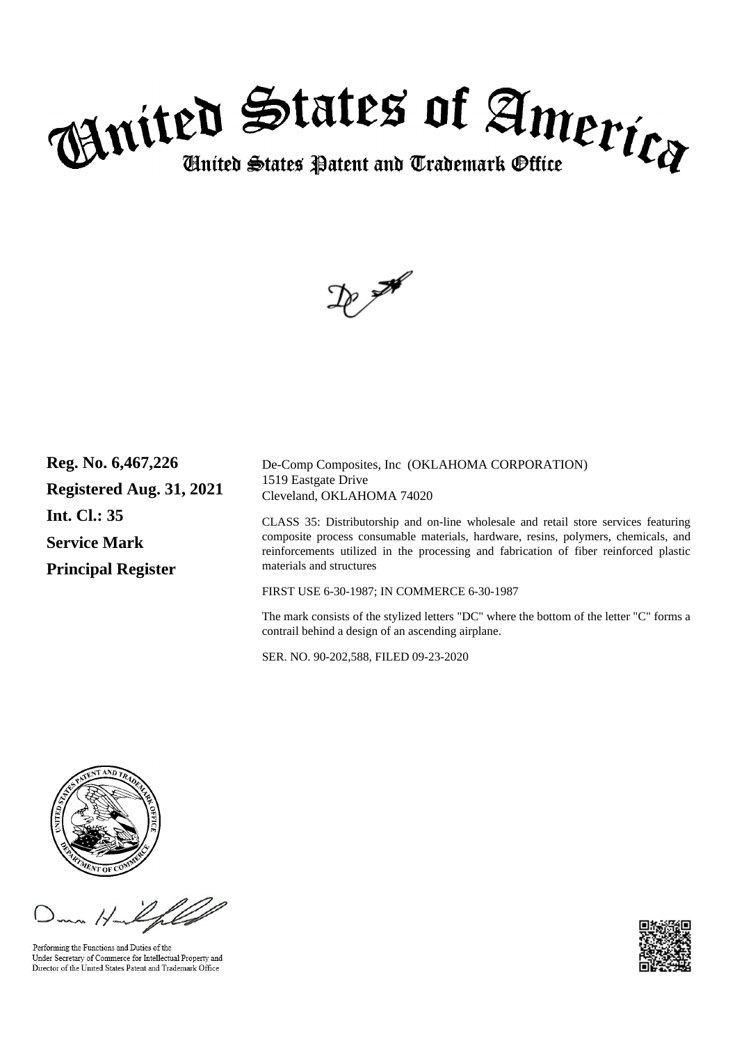# United States of America

## United States Patent and Trademark Office

**Reg. No. 6,467,226**

**Registered Aug. 31, 2021**

**Int. Cl.: 35**

**Service Mark**

**Principal Register**

De-Comp Composites, Inc (OKLAHOMA CORPORATION)
1519 Eastgate Drive
Cleveland, OKLAHOMA 74020

CLASS 35: Distributorship and on-line wholesale and retail store services featuring composite process consumable materials, hardware, resins, polymers, chemicals, and reinforcements utilized in the processing and fabrication of fiber reinforced plastic materials and structures

FIRST USE 6-30-1987; IN COMMERCE 6-30-1987

The mark consists of the stylized letters "DC" where the bottom of the letter "C" forms a contrail behind a design of an ascending airplane.

SER. NO. 90-202,588, FILED 09-23-2020

Performing the Functions and Duties of the
Under Secretary of Commerce for Intellectual Property and
Director of the United States Patent and Trademark Office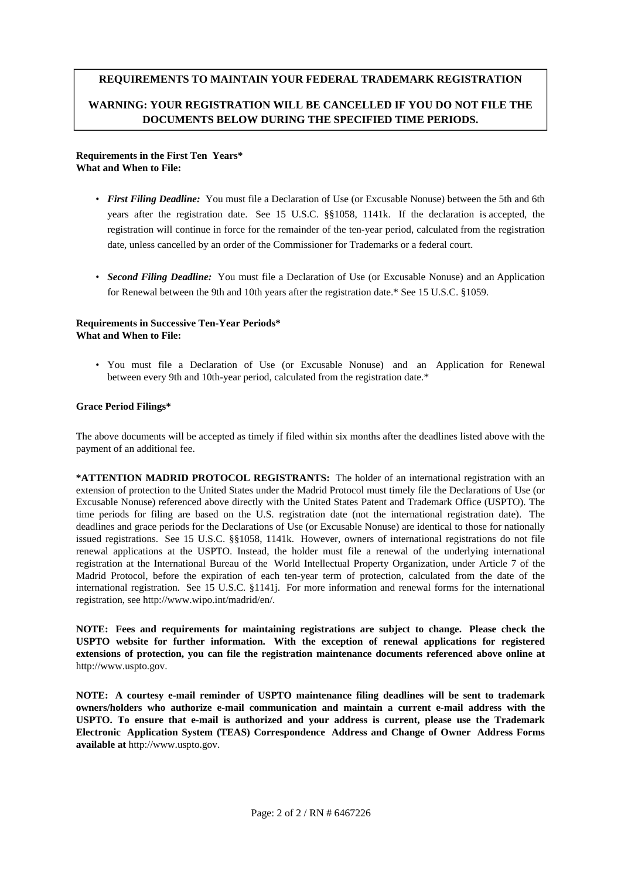**REQUIREMENTS TO MAINTAIN YOUR FEDERAL TRADEMARK REGISTRATION**

**WARNING: YOUR REGISTRATION WILL BE CANCELLED IF YOU DO NOT FILE THE DOCUMENTS BELOW DURING THE SPECIFIED TIME PERIODS.**

**Requirements in the First Ten Years***
**What and When to File:**

- ***First Filing Deadline:*** You must file a Declaration of Use (or Excusable Nonuse) between the 5th and 6th years after the registration date. See 15 U.S.C. §§1058, 1141k. If the declaration is accepted, the registration will continue in force for the remainder of the ten-year period, calculated from the registration date, unless cancelled by an order of the Commissioner for Trademarks or a federal court.

- ***Second Filing Deadline:*** You must file a Declaration of Use (or Excusable Nonuse) and an Application for Renewal between the 9th and 10th years after the registration date.* See 15 U.S.C. §1059.

**Requirements in Successive Ten-Year Periods***
**What and When to File:**

- You must file a Declaration of Use (or Excusable Nonuse) and an Application for Renewal between every 9th and 10th-year period, calculated from the registration date.*

**Grace Period Filings***

The above documents will be accepted as timely if filed within six months after the deadlines listed above with the payment of an additional fee.

***ATTENTION MADRID PROTOCOL REGISTRANTS:** The holder of an international registration with an extension of protection to the United States under the Madrid Protocol must timely file the Declarations of Use (or Excusable Nonuse) referenced above directly with the United States Patent and Trademark Office (USPTO). The time periods for filing are based on the U.S. registration date (not the international registration date). The deadlines and grace periods for the Declarations of Use (or Excusable Nonuse) are identical to those for nationally issued registrations. See 15 U.S.C. §§1058, 1141k. However, owners of international registrations do not file renewal applications at the USPTO. Instead, the holder must file a renewal of the underlying international registration at the International Bureau of the World Intellectual Property Organization, under Article 7 of the Madrid Protocol, before the expiration of each ten-year term of protection, calculated from the date of the international registration. See 15 U.S.C. §1141j. For more information and renewal forms for the international registration, see http://www.wipo.int/madrid/en/.

**NOTE: Fees and requirements for maintaining registrations are subject to change. Please check the USPTO website for further information. With the exception of renewal applications for registered extensions of protection, you can file the registration maintenance documents referenced above online at** http://www.uspto.gov.

**NOTE: A courtesy e-mail reminder of USPTO maintenance filing deadlines will be sent to trademark owners/holders who authorize e-mail communication and maintain a current e-mail address with the USPTO. To ensure that e-mail is authorized and your address is current, please use the Trademark Electronic Application System (TEAS) Correspondence Address and Change of Owner Address Forms available at** http://www.uspto.gov.